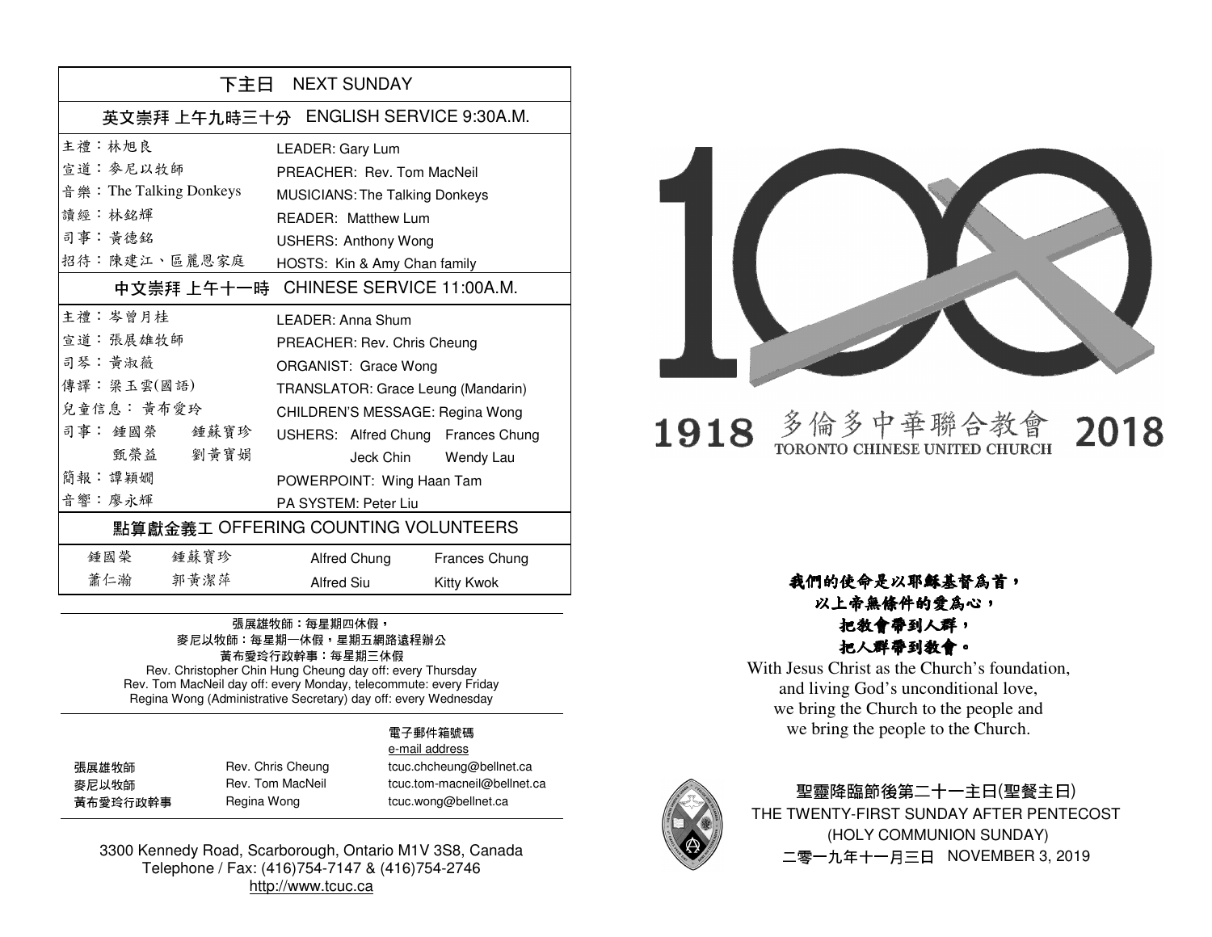## 下主日 NEXT SUNDAY

### 英文崇拜 上午九時三十分 ENGLISH SERVICE 9:30A.M.

| | |
|---|---|
| 主禮：林旭良 | LEADER: Gary Lum |
| 宣道：麥尼以牧師 | PREACHER: Rev. Tom MacNeil |
| 音樂：The Talking Donkeys | MUSICIANS: The Talking Donkeys |
| 讀經：林銘輝 | READER: Matthew Lum |
| 司事：黃德銘 | USHERS: Anthony Wong |
| 招待：陳建江、區麗恩家庭 | HOSTS: Kin & Amy Chan family |

### 中文崇拜 上午十一時 CHINESE SERVICE 11:00A.M.

| | |
|---|---|
| 主禮：岑曾月桂 | LEADER: Anna Shum |
| 宣道：張展雄牧師 | PREACHER: Rev. Chris Cheung |
| 司琴：黃淑薇 | ORGANIST: Grace Wong |
| 傳譯：梁玉雲(國語) | TRANSLATOR: Grace Leung (Mandarin) |
| 兒童信息：黃布愛玲 | CHILDREN'S MESSAGE: Regina Wong |
| 司事：鍾國榮 鍾蘇寶珍 甄榮益 劉黃寶娟 | USHERS: Alfred Chung, Frances Chung, Jeck Chin, Wendy Lau |
| 簡報：譚穎嫺 | POWERPOINT: Wing Haan Tam |
| 音響：廖永輝 | PA SYSTEM: Peter Liu |

### 點算獻金義工 OFFERING COUNTING VOLUNTEERS

| | | | |
|---|---|---|---|
| 鍾國榮 | 鍾蘇寶珍 | Alfred Chung | Frances Chung |
| 蕭仁瀚 | 郭黃潔萍 | Alfred Siu | Kitty Kwok |

張展雄牧師：每星期四休假，
麥尼以牧師：每星期一休假，星期五網路遠程辦公
黃布愛玲行政幹事：每星期三休假
Rev. Christopher Chin Hung Cheung day off: every Thursday
Rev. Tom MacNeil day off: every Monday, telecommute: every Friday
Regina Wong (Administrative Secretary) day off: every Wednesday

| | | 電子郵件箱號碼 e-mail address |
|---|---|---|
| 張展雄牧師 | Rev. Chris Cheung | tcuc.chcheung@bellnet.ca |
| 麥尼以牧師 | Rev. Tom MacNeil | tcuc.tom-macneil@bellnet.ca |
| 黃布愛玲行政幹事 | Regina Wong | tcuc.wong@bellnet.ca |

3300 Kennedy Road, Scarborough, Ontario M1V 3S8, Canada
Telephone / Fax: (416)754-7147 & (416)754-2746
http://www.tcuc.ca

# 1918 多倫多中華聯合教會 TORONTO CHINESE UNITED CHURCH 2018

***我們的使命是以耶穌基督為首，***
***以上帝無條件的愛為心，***
***把教會帶到人群，***
***把人群帶到教會。***

With Jesus Christ as the Church's foundation,
and living God's unconditional love,
we bring the Church to the people and
we bring the people to the Church.

聖靈降臨節後第二十一主日(聖餐主日)
THE TWENTY-FIRST SUNDAY AFTER PENTECOST
(HOLY COMMUNION SUNDAY)
二零一九年十一月三日 NOVEMBER 3, 2019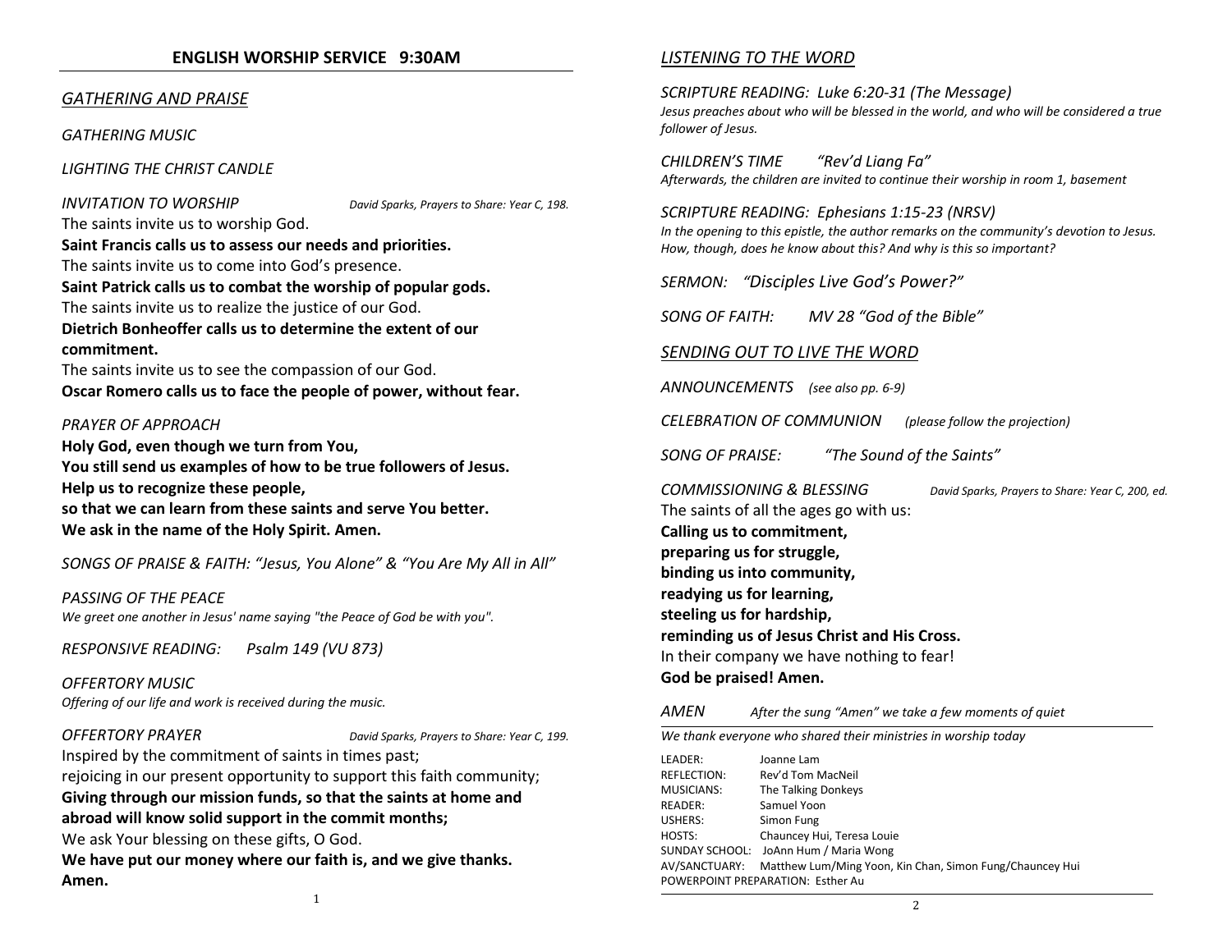## ENGLISH WORSHIP SERVICE 9:30AM

### *GATHERING AND PRAISE*

*GATHERING MUSIC*

*LIGHTING THE CHRIST CANDLE*

*INVITATION TO WORSHIP* — *David Sparks, Prayers to Share: Year C, 198.*

The saints invite us to worship God.
**Saint Francis calls us to assess our needs and priorities.**
The saints invite us to come into God's presence.
**Saint Patrick calls us to combat the worship of popular gods.**
The saints invite us to realize the justice of our God.
**Dietrich Bonheoffer calls us to determine the extent of our commitment.**
The saints invite us to see the compassion of our God.
**Oscar Romero calls us to face the people of power, without fear.**

*PRAYER OF APPROACH*

**Holy God, even though we turn from You,**
**You still send us examples of how to be true followers of Jesus.**
**Help us to recognize these people,**
**so that we can learn from these saints and serve You better.**
**We ask in the name of the Holy Spirit. Amen.**

*SONGS OF PRAISE & FAITH: "Jesus, You Alone" & "You Are My All in All"*

*PASSING OF THE PEACE*
*We greet one another in Jesus' name saying "the Peace of God be with you".*

*RESPONSIVE READING: Psalm 149 (VU 873)*

*OFFERTORY MUSIC*
*Offering of our life and work is received during the music.*

*OFFERTORY PRAYER* — *David Sparks, Prayers to Share: Year C, 199.*

Inspired by the commitment of saints in times past;
rejoicing in our present opportunity to support this faith community;
**Giving through our mission funds, so that the saints at home and abroad will know solid support in the commit months;**
We ask Your blessing on these gifts, O God.
**We have put our money where our faith is, and we give thanks. Amen.**

### *LISTENING TO THE WORD*

*SCRIPTURE READING: Luke 6:20-31 (The Message)*
*Jesus preaches about who will be blessed in the world, and who will be considered a true follower of Jesus.*

*CHILDREN'S TIME "Rev'd Liang Fa"*
*Afterwards, the children are invited to continue their worship in room 1, basement*

*SCRIPTURE READING: Ephesians 1:15-23 (NRSV)*
*In the opening to this epistle, the author remarks on the community's devotion to Jesus. How, though, does he know about this? And why is this so important?*

*SERMON: "Disciples Live God's Power?"*

*SONG OF FAITH: MV 28 "God of the Bible"*

### *SENDING OUT TO LIVE THE WORD*

*ANNOUNCEMENTS (see also pp. 6-9)*

*CELEBRATION OF COMMUNION (please follow the projection)*

*SONG OF PRAISE: "The Sound of the Saints"*

*COMMISSIONING & BLESSING* — *David Sparks, Prayers to Share: Year C, 200, ed.*

The saints of all the ages go with us:
**Calling us to commitment,**
**preparing us for struggle,**
**binding us into community,**
**readying us for learning,**
**steeling us for hardship,**
**reminding us of Jesus Christ and His Cross.**
In their company we have nothing to fear!
**God be praised! Amen.**

*AMEN* — *After the sung "Amen" we take a few moments of quiet*

*We thank everyone who shared their ministries in worship today*

LEADER: Joanne Lam
REFLECTION: Rev'd Tom MacNeil
MUSICIANS: The Talking Donkeys
READER: Samuel Yoon
USHERS: Simon Fung
HOSTS: Chauncey Hui, Teresa Louie
SUNDAY SCHOOL: JoAnn Hum / Maria Wong
AV/SANCTUARY: Matthew Lum/Ming Yoon, Kin Chan, Simon Fung/Chauncey Hui
POWERPOINT PREPARATION: Esther Au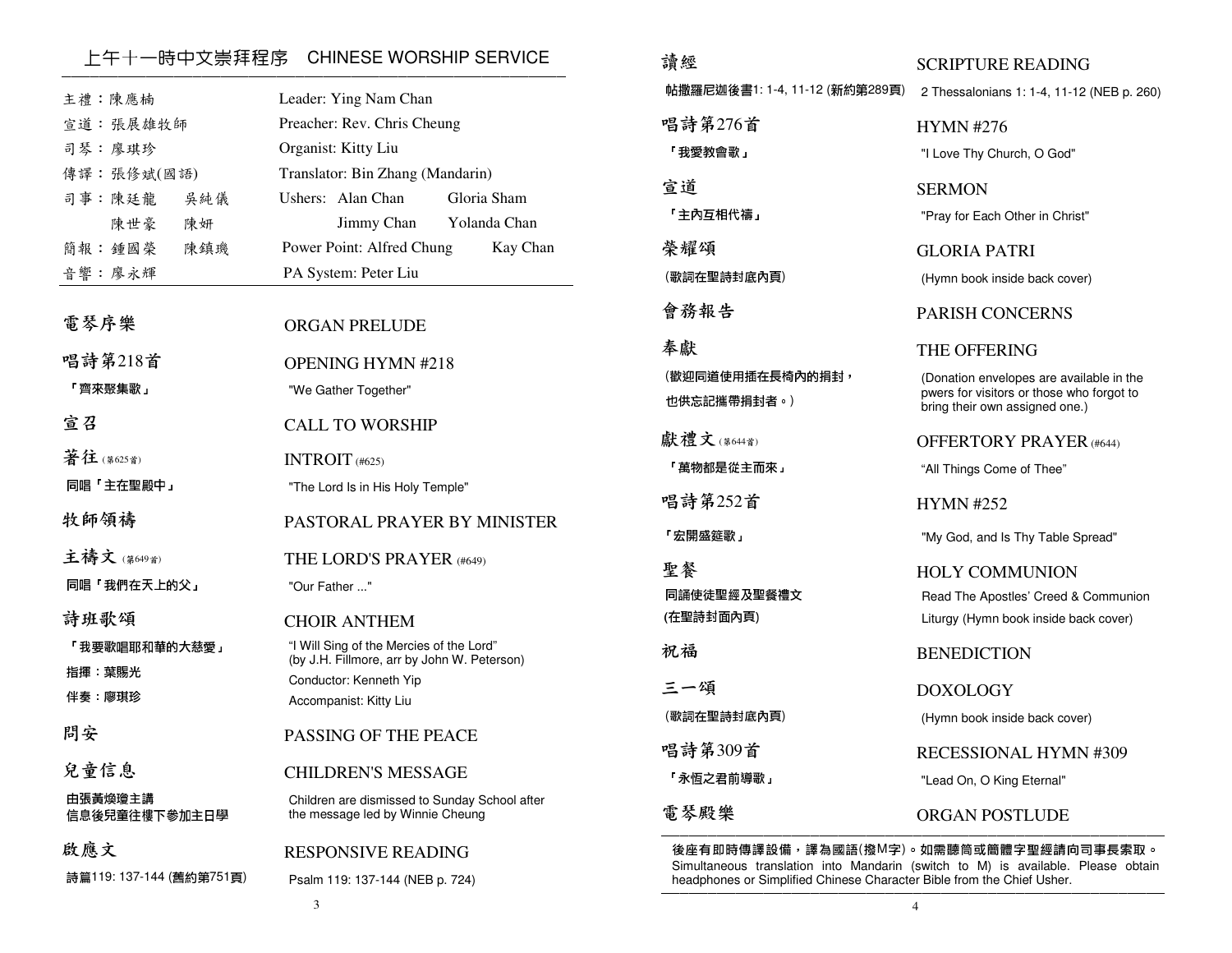## 上午十一時中文崇拜程序　CHINESE WORSHIP SERVICE

| | |
|---|---|
| 主禮：陳應楠 | Leader: Ying Nam Chan |
| 宣道：張展雄牧師 | Preacher: Rev. Chris Cheung |
| 司琴：廖琪珍 | Organist: Kitty Liu |
| 傳譯：張修斌(國語) | Translator: Bin Zhang (Mandarin) |
| 司事：陳廷龍　吳純儀 | Ushers: Alan Chan　Gloria Sham |
| 陳世豪　陳妍 | Jimmy Chan　Yolanda Chan |
| 簡報：鍾國榮　陳鎮璣 | Power Point: Alfred Chung　Kay Chan |
| 音響：廖永輝 | PA System: Peter Liu |

**電琴序樂** ORGAN PRELUDE

**唱詩第218首** OPENING HYMN #218
「齊來聚集歌」 "We Gather Together"

**宣召** CALL TO WORSHIP

**著往** (第625首) INTROIT (#625)
同唱「主在聖殿中」 "The Lord Is in His Holy Temple"

**牧師領禱** PASTORAL PRAYER BY MINISTER

**主禱文** (第649首) THE LORD'S PRAYER (#649)
同唱「我們在天上的父」 "Our Father ..."

**詩班歌頌** CHOIR ANTHEM
「我要歌唱耶和華的大慈愛」 "I Will Sing of the Mercies of the Lord" (by J.H. Fillmore, arr by John W. Peterson)
指揮：葉賜光 Conductor: Kenneth Yip
伴奏：廖琪珍 Accompanist: Kitty Liu

**問安** PASSING OF THE PEACE

**兒童信息** CHILDREN'S MESSAGE
由張黃煥瓊主講
信息後兒童往樓下參加主日學
Children are dismissed to Sunday School after the message led by Winnie Cheung

**啟應文** RESPONSIVE READING
詩篇119: 137-144 (舊約第751頁) Psalm 119: 137-144 (NEB p. 724)

**讀經** SCRIPTURE READING
帖撒羅尼迦後書1: 1-4, 11-12 (新約第289頁) 2 Thessalonians 1: 1-4, 11-12 (NEB p. 260)

**唱詩第276首** HYMN #276
「我愛教會歌」 "I Love Thy Church, O God"

**宣道** SERMON
「主內互相代禱」 "Pray for Each Other in Christ"

**榮耀頌** GLORIA PATRI
(歌詞在聖詩封底內頁) (Hymn book inside back cover)

**會務報告** PARISH CONCERNS

**奉獻** THE OFFERING
(歡迎同道使用插在長椅內的捐封，也供忘記攜帶捐封者。)
(Donation envelopes are available in the pwers for visitors or those who forgot to bring their own assigned one.)

**獻禮文** (第644首) OFFERTORY PRAYER (#644)
「萬物都是從主而來」 "All Things Come of Thee"

**唱詩第252首** HYMN #252
「宏開盛筵歌」 "My God, and Is Thy Table Spread"

**聖餐** HOLY COMMUNION
同誦使徒聖經及聖餐禮文 (在聖詩封面內頁)
Read The Apostles' Creed & Communion Liturgy (Hymn book inside back cover)

**祝福** BENEDICTION

**三一頌** DOXOLOGY
(歌詞在聖詩封底內頁) (Hymn book inside back cover)

**唱詩第309首** RECESSIONAL HYMN #309
「永恆之君前導歌」 "Lead On, O King Eternal"

**電琴殿樂** ORGAN POSTLUDE

後座有即時傳譯設備，譯為國語(撥M字)。如需聽筒或簡體字聖經請向司事長索取。
Simultaneous translation into Mandarin (switch to M) is available. Please obtain headphones or Simplified Chinese Character Bible from the Chief Usher.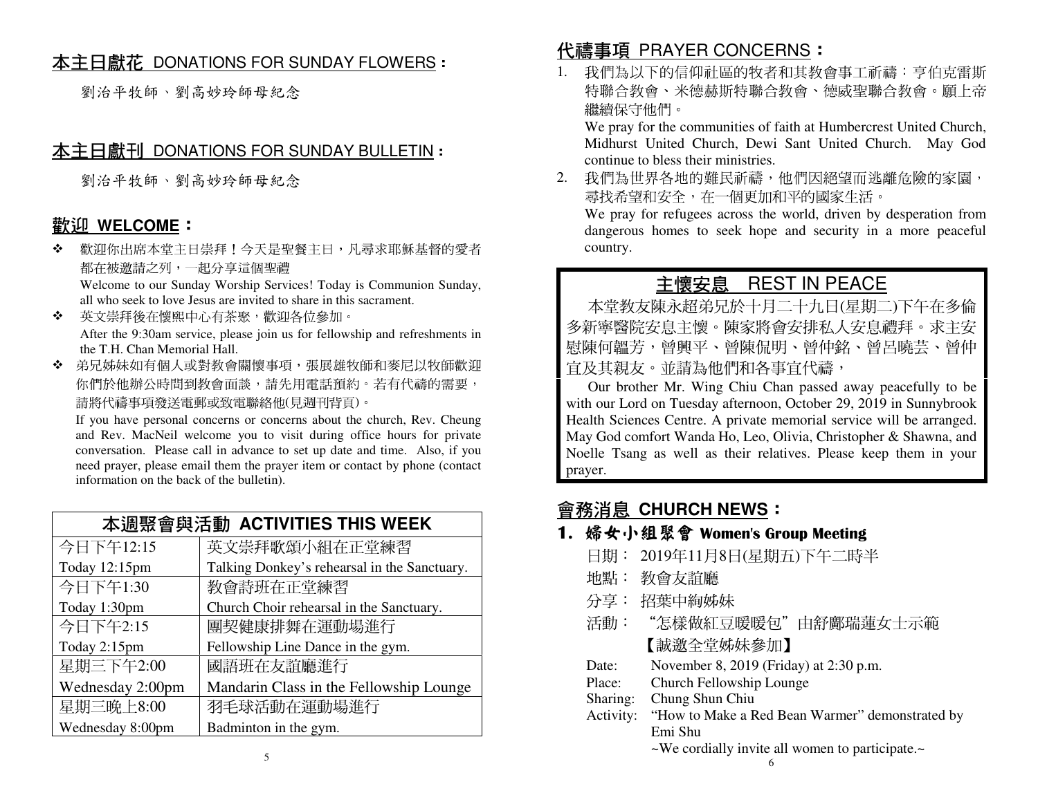## 本主日獻花 DONATIONS FOR SUNDAY FLOWERS：

劉治平牧師、劉高妙玲師母紀念

## 本主日獻刊 DONATIONS FOR SUNDAY BULLETIN：

劉治平牧師、劉高妙玲師母紀念

## 歡迎 WELCOME：

- 歡迎你出席本堂主日崇拜！今天是聖餐主日，凡尋求耶穌基督的愛者都在被邀請之列，一起分享這個聖禮
  Welcome to our Sunday Worship Services! Today is Communion Sunday, all who seek to love Jesus are invited to share in this sacrament.
- 英文崇拜後在懷熙中心有茶聚，歡迎各位參加。
  After the 9:30am service, please join us for fellowship and refreshments in the T.H. Chan Memorial Hall.
- 弟兄姊妹如有個人或對教會關懷事項，張展雄牧師和麥尼以牧師歡迎你們於他辦公時間到教會面談，請先用電話預約。若有代禱的需要，請將代禱事項發送電郵或致電聯絡他(見週刊背頁)。
  If you have personal concerns or concerns about the church, Rev. Cheung and Rev. MacNeil welcome you to visit during office hours for private conversation. Please call in advance to set up date and time. Also, if you need prayer, please email them the prayer item or contact by phone (contact information on the back of the bulletin).

| 本週聚會與活動 ACTIVITIES THIS WEEK | |
|---|---|
| 今日下午12:15<br>Today 12:15pm | 英文崇拜歌頌小組在正堂練習<br>Talking Donkey's rehearsal in the Sanctuary. |
| 今日下午1:30<br>Today 1:30pm | 教會詩班在正堂練習<br>Church Choir rehearsal in the Sanctuary. |
| 今日下午2:15<br>Today 2:15pm | 團契健康排舞在運動場進行<br>Fellowship Line Dance in the gym. |
| 星期三下午2:00<br>Wednesday 2:00pm | 國語班在友誼廳進行<br>Mandarin Class in the Fellowship Lounge |
| 星期三晚上8:00<br>Wednesday 8:00pm | 羽毛球活動在運動場進行<br>Badminton in the gym. |

## 代禱事項 PRAYER CONCERNS：

1. 我們為以下的信仰社區的牧者和其教會事工祈禱：亨伯克雷斯特聯合教會、米德赫斯特聯合教會、德威聖聯合教會。願上帝繼續保守他們。
   We pray for the communities of faith at Humbercrest United Church, Midhurst United Church, Dewi Sant United Church. May God continue to bless their ministries.
2. 我們為世界各地的難民祈禱，他們因絕望而逃離危險的家園，尋找希望和安全，在一個更加和平的國家生活。
   We pray for refugees across the world, driven by desperation from dangerous homes to seek hope and security in a more peaceful country.

## 主懷安息 REST IN PEACE

本堂教友陳永超弟兄於十月二十九日(星期二)下午在多倫多新寧醫院安息主懷。陳家將會安排私人安息禮拜。求主安慰陳何韞芳，曾興平、曾陳侃明、曾仲銘、曾呂曉芸、曾仲宜及其親友。並請為他們和各事宜代禱，

Our brother Mr. Wing Chiu Chan passed away peacefully to be with our Lord on Tuesday afternoon, October 29, 2019 in Sunnybrook Health Sciences Centre. A private memorial service will be arranged. May God comfort Wanda Ho, Leo, Olivia, Christopher & Shawna, and Noelle Tsang as well as their relatives. Please keep them in your prayer.

## 會務消息 CHURCH NEWS：

### 1. 婦女小組聚會 Women's Group Meeting

日期： 2019年11月8日(星期五)下午二時半

地點： 教會友誼廳

分享： 招葉中絢姊妹

活動： "怎樣做紅豆暖暖包"由舒鄺瑞蓮女士示範

【誠邀全堂姊妹參加】

Date: November 8, 2019 (Friday) at 2:30 p.m.

Place: Church Fellowship Lounge

Sharing: Chung Shun Chiu

Activity: "How to Make a Red Bean Warmer" demonstrated by Emi Shu

~We cordially invite all women to participate.~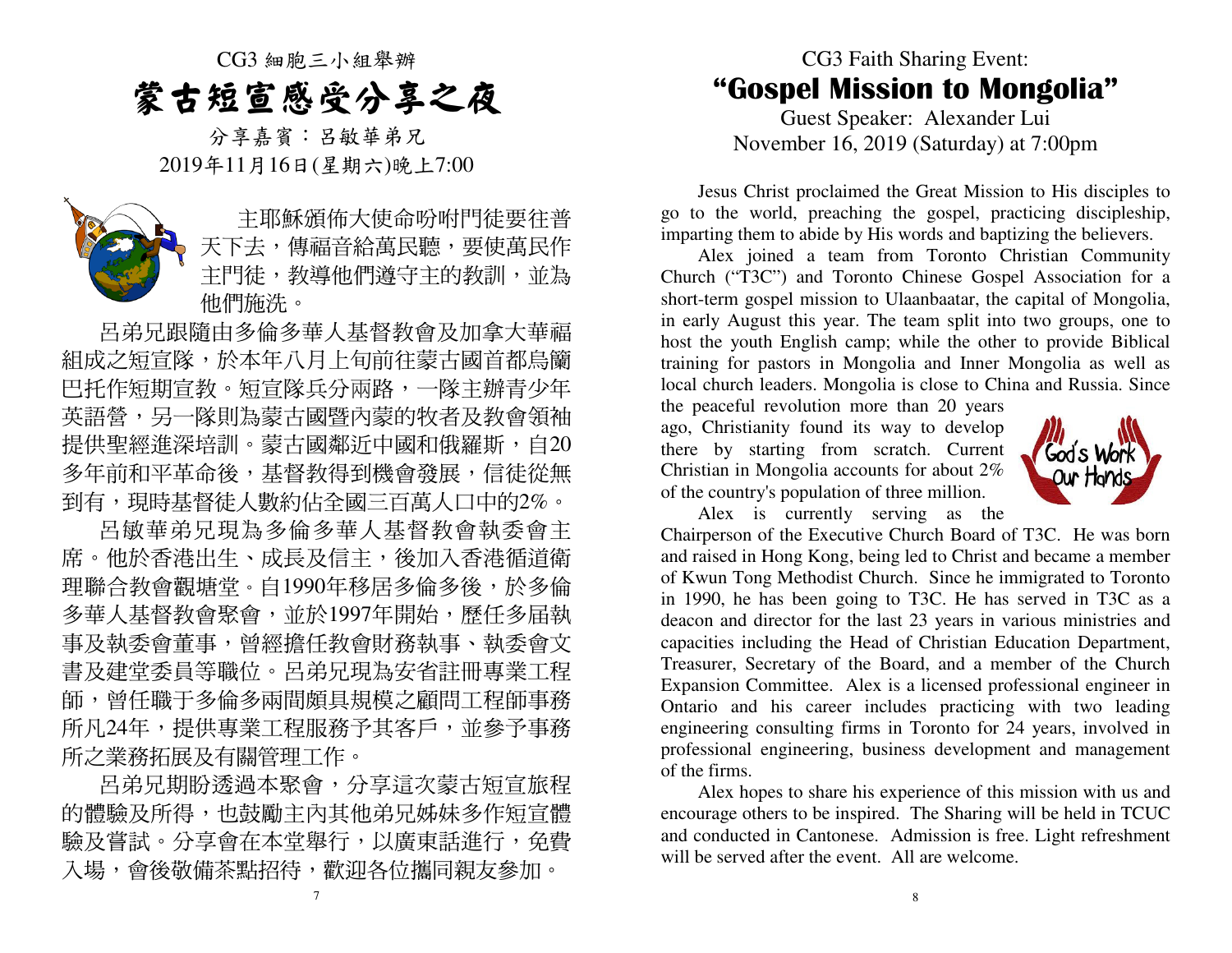CG3 細胞三小組舉辦

# 蒙古短宣感受分享之夜

分享嘉賓：呂敏華弟兄

2019年11月16日(星期六)晚上7:00

主耶穌頒佈大使命吩咐門徒要往普天下去，傳福音給萬民聽，要使萬民作主門徒，教導他們遵守主的教訓，並為他們施洗。

呂弟兄跟隨由多倫多華人基督教會及加拿大華福組成之短宣隊，於本年八月上旬前往蒙古國首都烏蘭巴托作短期宣教。短宣隊兵分兩路，一隊主辦青少年英語營，另一隊則為蒙古國暨內蒙的牧者及教會領袖提供聖經進深培訓。蒙古國鄰近中國和俄羅斯，自20多年前和平革命後，基督教得到機會發展，信徒從無到有，現時基督徒人數約佔全國三百萬人口中的2%。

呂敏華弟兄現為多倫多華人基督教會執委會主席。他於香港出生、成長及信主，後加入香港循道衛理聯合教會觀塘堂。自1990年移居多倫多後，於多倫多華人基督教會聚會，並於1997年開始，歷任多屆執事及執委會董事，曾經擔任教會財務執事、執委會文書及建堂委員等職位。呂弟兄現為安省註冊專業工程師，曾任職于多倫多兩間頗具規模之顧問工程師事務所凡24年，提供專業工程服務予其客戶，並參予事務所之業務拓展及有關管理工作。

呂弟兄期盼透過本聚會，分享這次蒙古短宣旅程的體驗及所得，也鼓勵主內其他弟兄姊妹多作短宣體驗及嘗試。分享會在本堂舉行，以廣東話進行，免費入場，會後敬備茶點招待，歡迎各位攜同親友參加。

CG3 Faith Sharing Event:

# "Gospel Mission to Mongolia"

Guest Speaker: Alexander Lui

November 16, 2019 (Saturday) at 7:00pm

Jesus Christ proclaimed the Great Mission to His disciples to go to the world, preaching the gospel, practicing discipleship, imparting them to abide by His words and baptizing the believers.

Alex joined a team from Toronto Christian Community Church ("T3C") and Toronto Chinese Gospel Association for a short-term gospel mission to Ulaanbaatar, the capital of Mongolia, in early August this year. The team split into two groups, one to host the youth English camp; while the other to provide Biblical training for pastors in Mongolia and Inner Mongolia as well as local church leaders. Mongolia is close to China and Russia. Since the peaceful revolution more than 20 years ago, Christianity found its way to develop there by starting from scratch. Current Christian in Mongolia accounts for about 2% of the country's population of three million.

Alex is currently serving as the Chairperson of the Executive Church Board of T3C. He was born and raised in Hong Kong, being led to Christ and became a member of Kwun Tong Methodist Church. Since he immigrated to Toronto in 1990, he has been going to T3C. He has served in T3C as a deacon and director for the last 23 years in various ministries and capacities including the Head of Christian Education Department, Treasurer, Secretary of the Board, and a member of the Church Expansion Committee. Alex is a licensed professional engineer in Ontario and his career includes practicing with two leading engineering consulting firms in Toronto for 24 years, involved in professional engineering, business development and management of the firms.

Alex hopes to share his experience of this mission with us and encourage others to be inspired. The Sharing will be held in TCUC and conducted in Cantonese. Admission is free. Light refreshment will be served after the event. All are welcome.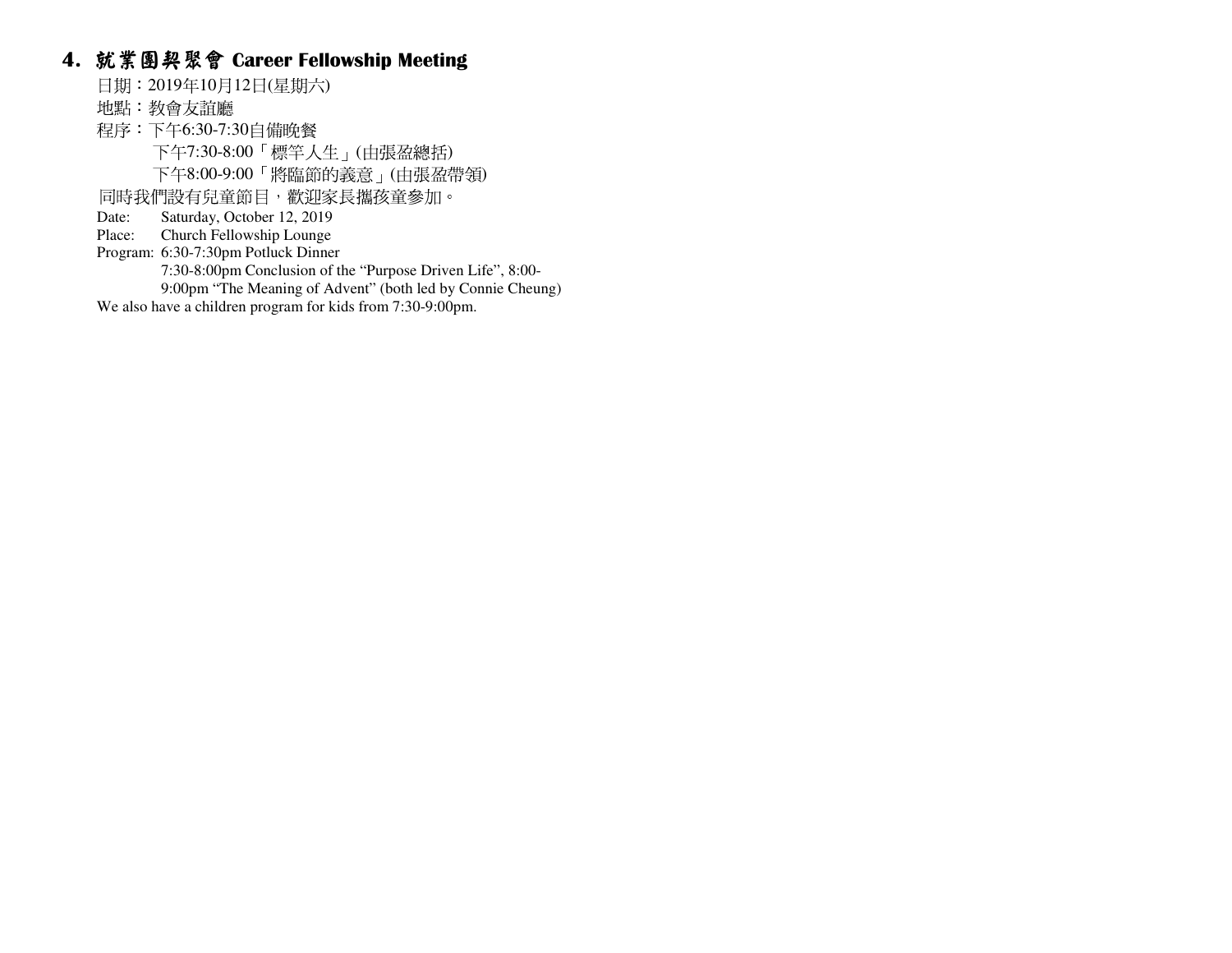## 4. 就業團契聚會 Career Fellowship Meeting

日期：2019年10月12日(星期六)

地點：教會友誼廳

程序：下午6:30-7:30自備晚餐

下午7:30-8:00「標竿人生」(由張盈總括)

下午8:00-9:00「將臨節的義意」(由張盈帶領)

同時我們設有兒童節目，歡迎家長攜孩童參加。

Date: Saturday, October 12, 2019

Place: Church Fellowship Lounge

Program: 6:30-7:30pm Potluck Dinner

7:30-8:00pm Conclusion of the “Purpose Driven Life”, 8:00-9:00pm “The Meaning of Advent” (both led by Connie Cheung)

We also have a children program for kids from 7:30-9:00pm.